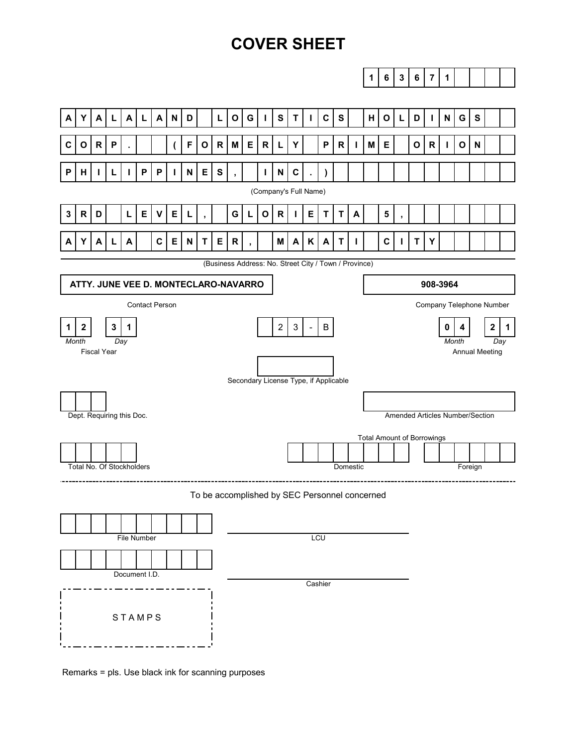# COVER SHEET

163671

AYALALAND LOGISTICS HOLDINGS CORP. (FORMERLY PRIME ORION PHILIPPINES, INC.)

(Company's Full Name)

3RD LEVEL, GLORIETTA 5, AYALA CENTER, MAKATI CITY

(Business Address: No. Street City / Town / Province)

| ATTY. JUNE VEE D. MONTECLARO-NAVARRO | 908-3964 |
|---|---|
| Contact Person | Company Telephone Number |

| 12 31 | 23-B | 04 21 |
|---|---|---|
| *Month* *Day* | | *Month* *Day* |
| Fiscal Year | | Annual Meeting |

Secondary License Type, if Applicable

Dept. Requiring this Doc.

Amended Articles Number/Section

Total Amount of Borrowings

| Total No. Of Stockholders | Domestic | Foreign |
|---|---|---|
| | | |

---

To be accomplished by SEC Personnel concerned

File Number

LCU

Document I.D.

Cashier

STAMPS

Remarks = pls. Use black ink for scanning purposes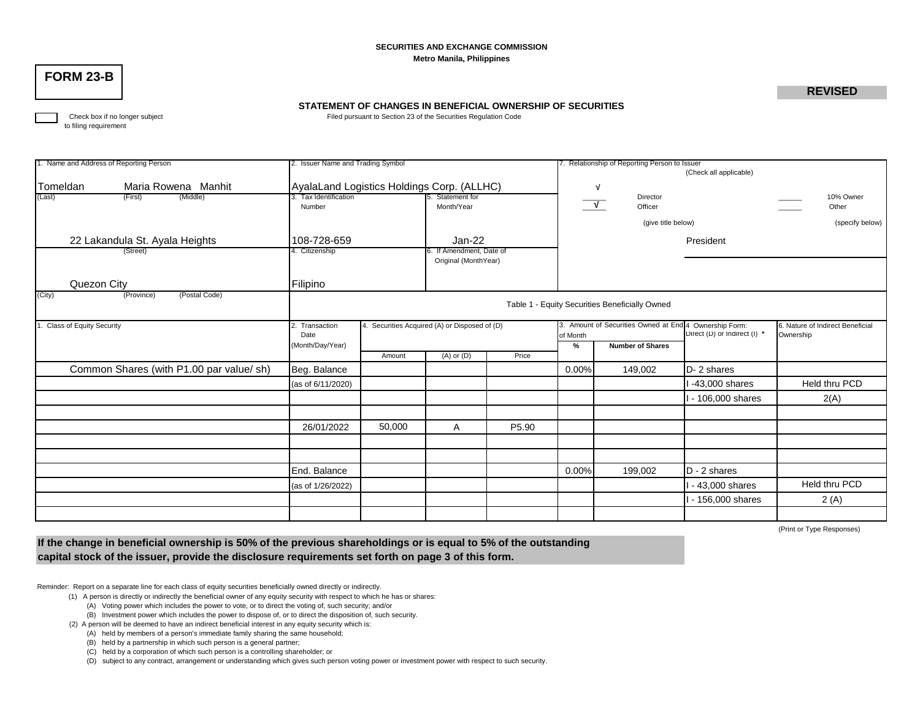SECURITIES AND EXCHANGE COMMISSION

Metro Manila, Philippines

# FORM 23-B

**REVISED**

## STATEMENT OF CHANGES IN BENEFICIAL OWNERSHIP OF SECURITIES

Filed pursuant to Section 23 of the Securities Regulation Code

☐ Check box if no longer subject to filing requirement

| 1. Name and Address of Reporting Person | 2. Issuer Name and Trading Symbol | | 7. Relationship of Reporting Person to Issuer (Check all applicable) |
|---|---|---|---|
| Tomeldan (Last) Maria Rowena (First) Manhit (Middle) | AyalaLand Logistics Holdings Corp. (ALLHC) | | √ Director; √ Officer (give title below); ___ 10% Owner; ___ Other (specify below) |
| 22 Lakandula St. Ayala Heights (Street) | 3. Tax Identification Number: 108-728-659 | 5. Statement for Month/Year: Jan-22 | President |
| Quezon City (City) (Province) (Postal Code) | 4. Citizenship: Filipino | 6. If Amendment, Date of Original (MonthYear) | |

**Table 1 - Equity Securities Beneficially Owned**

| 1. Class of Equity Security | 2. Transaction Date (Month/Day/Year) | 4. Securities Acquired (A) or Disposed of (D) | | | 3. Amount of Securities Owned at End of Month | | 4 Ownership Form: Direct (D) or Indirect (I) * | 6. Nature of Indirect Beneficial Ownership |
|---|---|---|---|---|---|---|---|---|
| | | Amount | (A) or (D) | Price | % | Number of Shares | | |
| Common Shares (with P1.00 par value/ sh) | Beg. Balance | | | | 0.00% | 149,002 | D- 2 shares | |
| | (as of 6/11/2020) | | | | | | I -43,000 shares | Held thru PCD |
| | | | | | | | I - 106,000 shares | 2(A) |
| | | | | | | | | |
| | 26/01/2022 | 50,000 | A | P5.90 | | | | |
| | | | | | | | | |
| | | | | | | | | |
| | End. Balance | | | | 0.00% | 199,002 | D - 2 shares | |
| | (as of 1/26/2022) | | | | | | I - 43,000 shares | Held thru PCD |
| | | | | | | | I - 156,000 shares | 2 (A) |
| | | | | | | | | |

(Print or Type Responses)

**If the change in beneficial ownership is 50% of the previous shareholdings or is equal to 5% of the outstanding capital stock of the issuer, provide the disclosure requirements set forth on page 3 of this form.**

Reminder: Report on a separate line for each class of equity securities beneficially owned directly or indirectly.

(1) A person is directly or indirectly the beneficial owner of any equity security with respect to which he has or shares:
   (A) Voting power which includes the power to vote, or to direct the voting of, such security; and/or
   (B) Investment power which includes the power to dispose of, or to direct the disposition of, such security.

(2) A person will be deemed to have an indirect beneficial interest in any equity security which is:
   (A) held by members of a person's immediate family sharing the same household;
   (B) held by a partnership in which such person is a general partner;
   (C) held by a corporation of which such person is a controlling shareholder; or
   (D) subject to any contract, arrangement or understanding which gives such person voting power or investment power with respect to such security.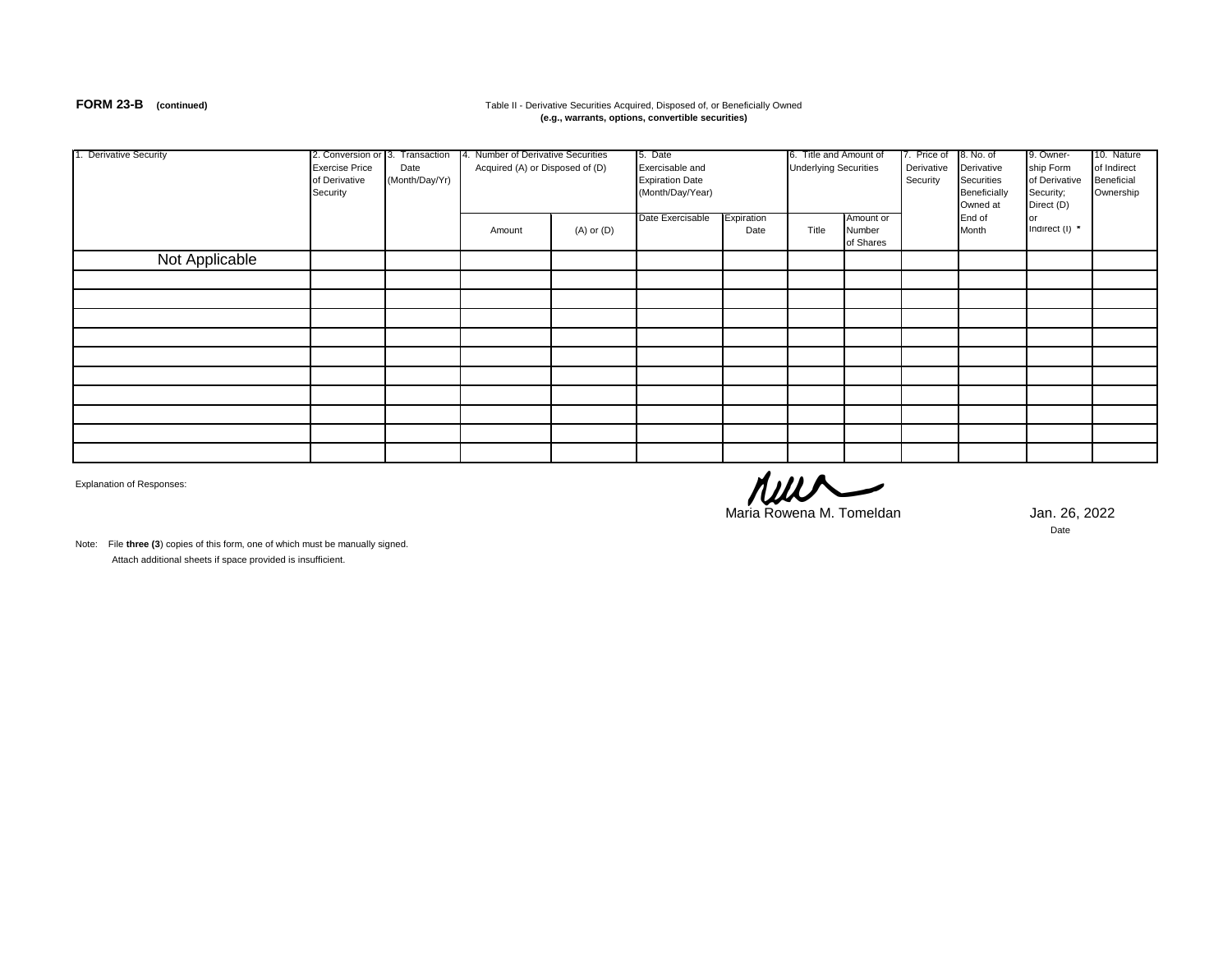**FORM 23-B** **(continued)**

Table II - Derivative Securities Acquired, Disposed of, or Beneficially Owned
**(e.g., warrants, options, convertible securities)**

| 1. Derivative Security | 2. Conversion or Exercise Price of Derivative Security | 3. Transaction Date (Month/Day/Yr) | 4. Number of Derivative Securities Acquired (A) or Disposed of (D) | | 5. Date Exercisable and Expiration Date (Month/Day/Year) | | 6. Title and Amount of Underlying Securities | | 7. Price of Derivative Security | 8. No. of Derivative Securities Beneficially Owned at End of Month | 9. Owner-ship Form of Derivative Security; Direct (D) or Indirect (I) * | 10. Nature of Indirect Beneficial Ownership |
|---|---|---|---|---|---|---|---|---|---|---|---|---|
| | | | Amount | (A) or (D) | Date Exercisable | Expiration Date | Title | Amount or Number of Shares | | | | |
| Not Applicable | | | | | | | | | | | | |
| | | | | | | | | | | | | |
| | | | | | | | | | | | | |
| | | | | | | | | | | | | |
| | | | | | | | | | | | | |
| | | | | | | | | | | | | |
| | | | | | | | | | | | | |
| | | | | | | | | | | | | |
| | | | | | | | | | | | | |
| | | | | | | | | | | | | |
| | | | | | | | | | | | | |

Explanation of Responses:

Maria Rowena M. Tomeldan

Jan. 26, 2022
Date

Note: File **three (3**) copies of this form, one of which must be manually signed.
Attach additional sheets if space provided is insufficient.